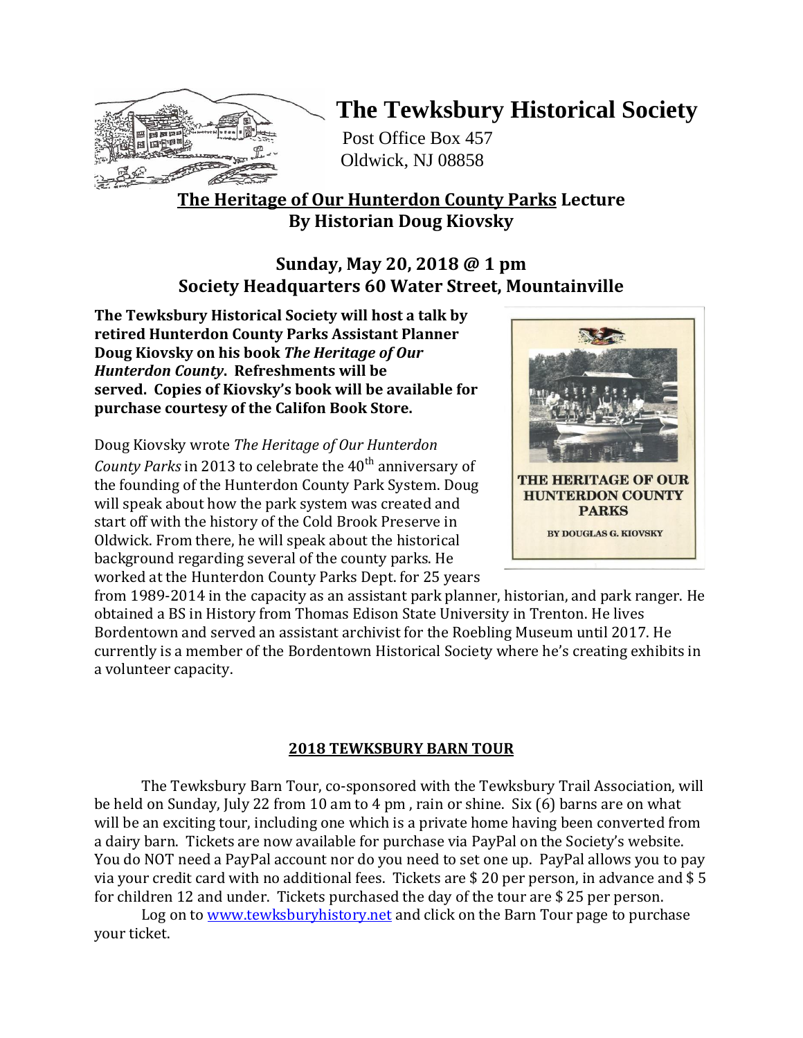# The Tewksbury Historical Society

Post Office Box 457
Oldwick, NJ 08858

## The Heritage of Our Hunterdon County Parks Lecture By Historian Doug Kiovsky

### Sunday, May 20, 2018 @ 1 pm
### Society Headquarters 60 Water Street, Mountainville

**The Tewksbury Historical Society will host a talk by retired Hunterdon County Parks Assistant Planner Doug Kiovsky on his book *The Heritage of Our Hunterdon County*. Refreshments will be served. Copies of Kiovsky's book will be available for purchase courtesy of the Califon Book Store.**

Doug Kiovsky wrote *The Heritage of Our Hunterdon County Parks* in 2013 to celebrate the 40th anniversary of the founding of the Hunterdon County Park System. Doug will speak about how the park system was created and start off with the history of the Cold Brook Preserve in Oldwick. From there, he will speak about the historical background regarding several of the county parks. He worked at the Hunterdon County Parks Dept. for 25 years from 1989-2014 in the capacity as an assistant park planner, historian, and park ranger. He obtained a BS in History from Thomas Edison State University in Trenton. He lives Bordentown and served an assistant archivist for the Roebling Museum until 2017. He currently is a member of the Bordentown Historical Society where he's creating exhibits in a volunteer capacity.

THE HERITAGE OF OUR HUNTERDON COUNTY PARKS

BY DOUGLAS G. KIOVSKY

## 2018 TEWKSBURY BARN TOUR

The Tewksbury Barn Tour, co-sponsored with the Tewksbury Trail Association, will be held on Sunday, July 22 from 10 am to 4 pm , rain or shine. Six (6) barns are on what will be an exciting tour, including one which is a private home having been converted from a dairy barn. Tickets are now available for purchase via PayPal on the Society's website. You do NOT need a PayPal account nor do you need to set one up. PayPal allows you to pay via your credit card with no additional fees. Tickets are $ 20 per person, in advance and $ 5 for children 12 and under. Tickets purchased the day of the tour are $ 25 per person.

Log on to www.tewksburyhistory.net and click on the Barn Tour page to purchase your ticket.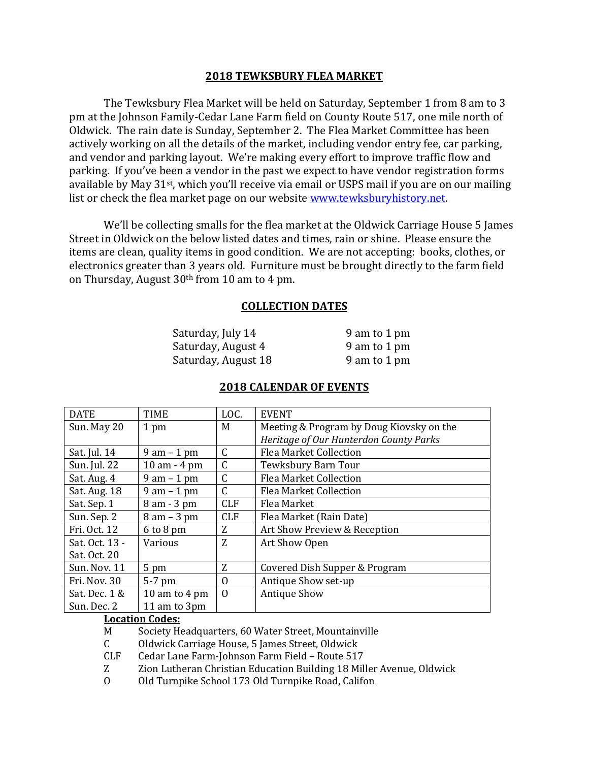## 2018 TEWKSBURY FLEA MARKET

The Tewksbury Flea Market will be held on Saturday, September 1 from 8 am to 3 pm at the Johnson Family-Cedar Lane Farm field on County Route 517, one mile north of Oldwick. The rain date is Sunday, September 2. The Flea Market Committee has been actively working on all the details of the market, including vendor entry fee, car parking, and vendor and parking layout. We're making every effort to improve traffic flow and parking. If you've been a vendor in the past we expect to have vendor registration forms available by May 31st, which you'll receive via email or USPS mail if you are on our mailing list or check the flea market page on our website www.tewksburyhistory.net.

We'll be collecting smalls for the flea market at the Oldwick Carriage House 5 James Street in Oldwick on the below listed dates and times, rain or shine. Please ensure the items are clean, quality items in good condition. We are not accepting: books, clothes, or electronics greater than 3 years old. Furniture must be brought directly to the farm field on Thursday, August 30th from 10 am to 4 pm.

## COLLECTION DATES

| | |
|---|---|
| Saturday, July 14 | 9 am to 1 pm |
| Saturday, August 4 | 9 am to 1 pm |
| Saturday, August 18 | 9 am to 1 pm |

## 2018 CALENDAR OF EVENTS

| DATE | TIME | LOC. | EVENT |
|---|---|---|---|
| Sun. May 20 | 1 pm | M | Meeting & Program by Doug Kiovsky on the *Heritage of Our Hunterdon County Parks* |
| Sat. Jul. 14 | 9 am – 1 pm | C | Flea Market Collection |
| Sun. Jul. 22 | 10 am - 4 pm | C | Tewksbury Barn Tour |
| Sat. Aug. 4 | 9 am – 1 pm | C | Flea Market Collection |
| Sat. Aug. 18 | 9 am – 1 pm | C | Flea Market Collection |
| Sat. Sep. 1 | 8 am - 3 pm | CLF | Flea Market |
| Sun. Sep. 2 | 8 am – 3 pm | CLF | Flea Market (Rain Date) |
| Fri. Oct. 12 | 6 to 8 pm | Z | Art Show Preview & Reception |
| Sat. Oct. 13 - Sat. Oct. 20 | Various | Z | Art Show Open |
| Sun. Nov. 11 | 5 pm | Z | Covered Dish Supper & Program |
| Fri. Nov. 30 | 5-7 pm | O | Antique Show set-up |
| Sat. Dec. 1 & Sun. Dec. 2 | 10 am to 4 pm 11 am to 3pm | O | Antique Show |

**Location Codes:**

- M Society Headquarters, 60 Water Street, Mountainville
- C Oldwick Carriage House, 5 James Street, Oldwick
- CLF Cedar Lane Farm-Johnson Farm Field – Route 517
- Z Zion Lutheran Christian Education Building 18 Miller Avenue, Oldwick
- O Old Turnpike School 173 Old Turnpike Road, Califon